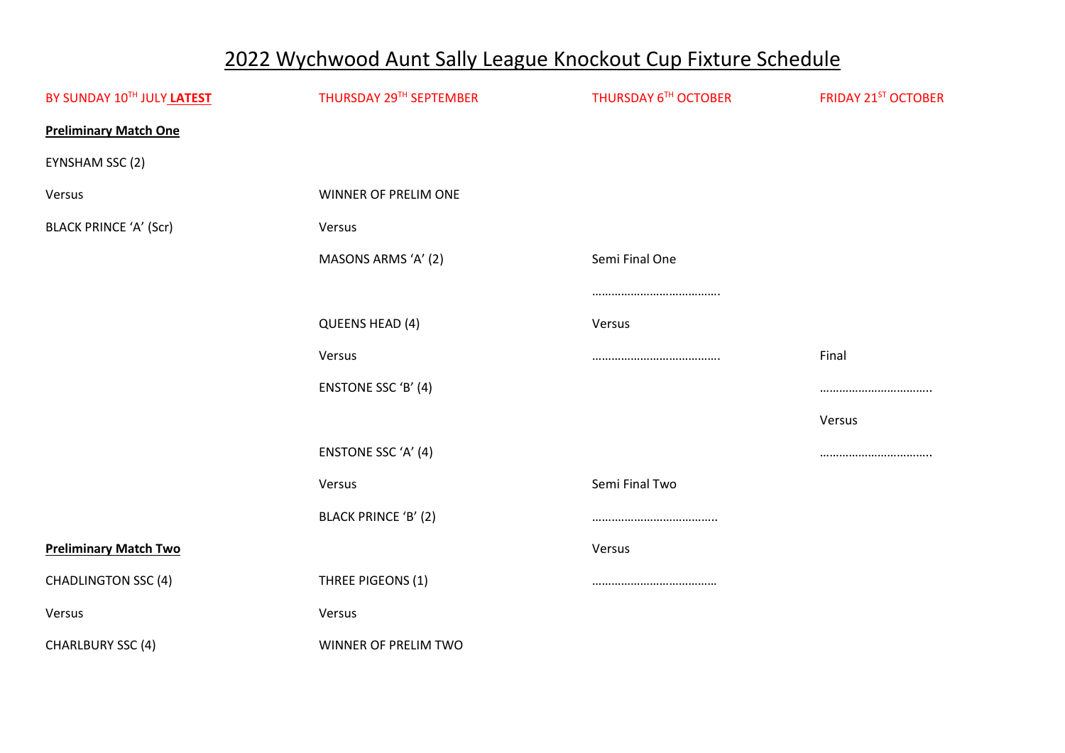# 2022 Wychwood Aunt Sally League Knockout Cup Fixture Schedule

| BY SUNDAY 10TH JULY **LATEST** | THURSDAY 29TH SEPTEMBER | THURSDAY 6TH OCTOBER | FRIDAY 21ST OCTOBER |
|---|---|---|---|
| **Preliminary Match One** | | | |
| EYNSHAM SSC (2) | | | |
| Versus | WINNER OF PRELIM ONE | | |
| BLACK PRINCE 'A' (Scr) | Versus | | |
| | MASONS ARMS 'A' (2) | Semi Final One | |
| | | ………………………………. | |
| | QUEENS HEAD (4) | Versus | |
| | Versus | ………………………………. | Final |
| | ENSTONE SSC 'B' (4) | | …………………………….. |
| | | | Versus |
| | ENSTONE SSC 'A' (4) | | …………………………….. |
| | Versus | Semi Final Two | |
| | BLACK PRINCE 'B' (2) | ……………………………… | |
| **Preliminary Match Two** | | Versus | |
| CHADLINGTON SSC (4) | THREE PIGEONS (1) | ……………………………… | |
| Versus | Versus | | |
| CHARLBURY SSC (4) | WINNER OF PRELIM TWO | | |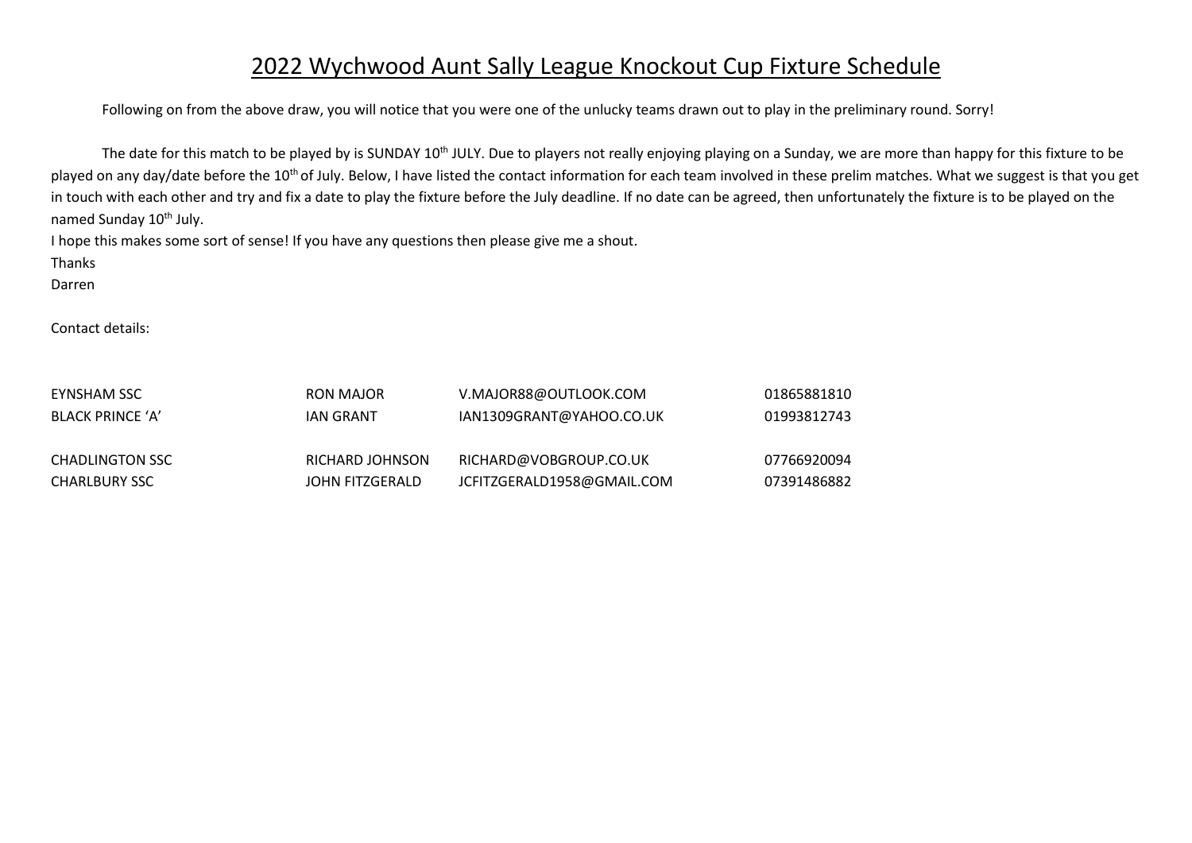# 2022 Wychwood Aunt Sally League Knockout Cup Fixture Schedule

Following on from the above draw, you will notice that you were one of the unlucky teams drawn out to play in the preliminary round. Sorry!

The date for this match to be played by is SUNDAY 10th JULY. Due to players not really enjoying playing on a Sunday, we are more than happy for this fixture to be played on any day/date before the 10th of July. Below, I have listed the contact information for each team involved in these prelim matches. What we suggest is that you get in touch with each other and try and fix a date to play the fixture before the July deadline. If no date can be agreed, then unfortunately the fixture is to be played on the named Sunday 10th July.

I hope this makes some sort of sense! If you have any questions then please give me a shout.

Thanks

Darren

Contact details:

| | | | |
|---|---|---|---|
| EYNSHAM SSC | RON MAJOR | V.MAJOR88@OUTLOOK.COM | 01865881810 |
| BLACK PRINCE 'A' | IAN GRANT | IAN1309GRANT@YAHOO.CO.UK | 01993812743 |
| | | | |
| CHADLINGTON SSC | RICHARD JOHNSON | RICHARD@VOBGROUP.CO.UK | 07766920094 |
| CHARLBURY SSC | JOHN FITZGERALD | JCFITZGERALD1958@GMAIL.COM | 07391486882 |